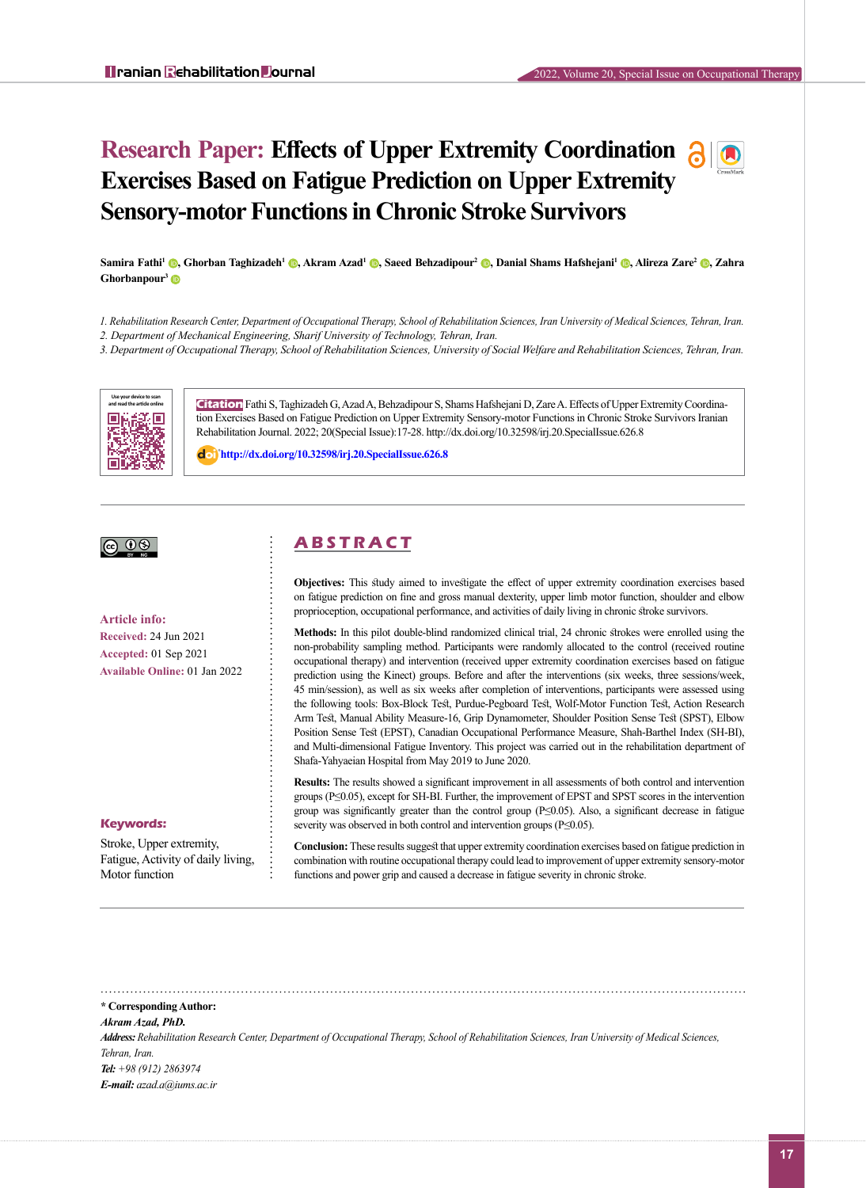# Research Paper: Effects of Upper Extremity Coordination Exercises Based on Fatigue Prediction on Upper Extremity Sensory-motor Functions in Chronic Stroke Survivors

**Samira Fathi[1], Ghorban Taghizadeh[1], Akram Azad[1], Saeed Behzadipour[2], Danial Shams Hafshejani[1], Alireza Zare[2], Zahra Ghorbanpour[3]**

*1. Rehabilitation Research Center, Department of Occupational Therapy, School of Rehabilitation Sciences, Iran University of Medical Sciences, Tehran, Iran.*
*2. Department of Mechanical Engineering, Sharif University of Technology, Tehran, Iran.*
*3. Department of Occupational Therapy, School of Rehabilitation Sciences, University of Social Welfare and Rehabilitation Sciences, Tehran, Iran.*

Use your device to scan and read the article online

**Citation** Fathi S, Taghizadeh G, Azad A, Behzadipour S, Shams Hafshejani D, Zare A. Effects of Upper Extremity Coordination Exercises Based on Fatigue Prediction on Upper Extremity Sensory-motor Functions in Chronic Stroke Survivors Iranian Rehabilitation Journal. 2022; 20(Special Issue):17-28. http://dx.doi.org/10.32598/irj.20.SpecialIssue.626.8

http://dx.doi.org/10.32598/irj.20.SpecialIssue.626.8

**Article info:**
**Received:** 24 Jun 2021
**Accepted:** 01 Sep 2021
**Available Online:** 01 Jan 2022

**Keywords:**
Stroke, Upper extremity, Fatigue, Activity of daily living, Motor function

## ABSTRACT

**Objectives:** This study aimed to investigate the effect of upper extremity coordination exercises based on fatigue prediction on fine and gross manual dexterity, upper limb motor function, shoulder and elbow proprioception, occupational performance, and activities of daily living in chronic stroke survivors.

**Methods:** In this pilot double-blind randomized clinical trial, 24 chronic strokes were enrolled using the non-probability sampling method. Participants were randomly allocated to the control (received routine occupational therapy) and intervention (received upper extremity coordination exercises based on fatigue prediction using the Kinect) groups. Before and after the interventions (six weeks, three sessions/week, 45 min/session), as well as six weeks after completion of interventions, participants were assessed using the following tools: Box-Block Test, Purdue-Pegboard Test, Wolf-Motor Function Test, Action Research Arm Test, Manual Ability Measure-16, Grip Dynamometer, Shoulder Position Sense Test (SPST), Elbow Position Sense Test (EPST), Canadian Occupational Performance Measure, Shah-Barthel Index (SH-BI), and Multi-dimensional Fatigue Inventory. This project was carried out in the rehabilitation department of Shafa-Yahyaeian Hospital from May 2019 to June 2020.

**Results:** The results showed a significant improvement in all assessments of both control and intervention groups ($P \leq 0.05$), except for SH-BI. Further, the improvement of EPST and SPST scores in the intervention group was significantly greater than the control group ($P \leq 0.05$). Also, a significant decrease in fatigue severity was observed in both control and intervention groups ($P \leq 0.05$).

**Conclusion:** These results suggest that upper extremity coordination exercises based on fatigue prediction in combination with routine occupational therapy could lead to improvement of upper extremity sensory-motor functions and power grip and caused a decrease in fatigue severity in chronic stroke.

---

**\* Corresponding Author:**
***Akram Azad, PhD.***
***Address:*** *Rehabilitation Research Center, Department of Occupational Therapy, School of Rehabilitation Sciences, Iran University of Medical Sciences, Tehran, Iran.*
***Tel:*** *+98 (912) 2863974*
***E-mail:*** *azad.a@iums.ac.ir*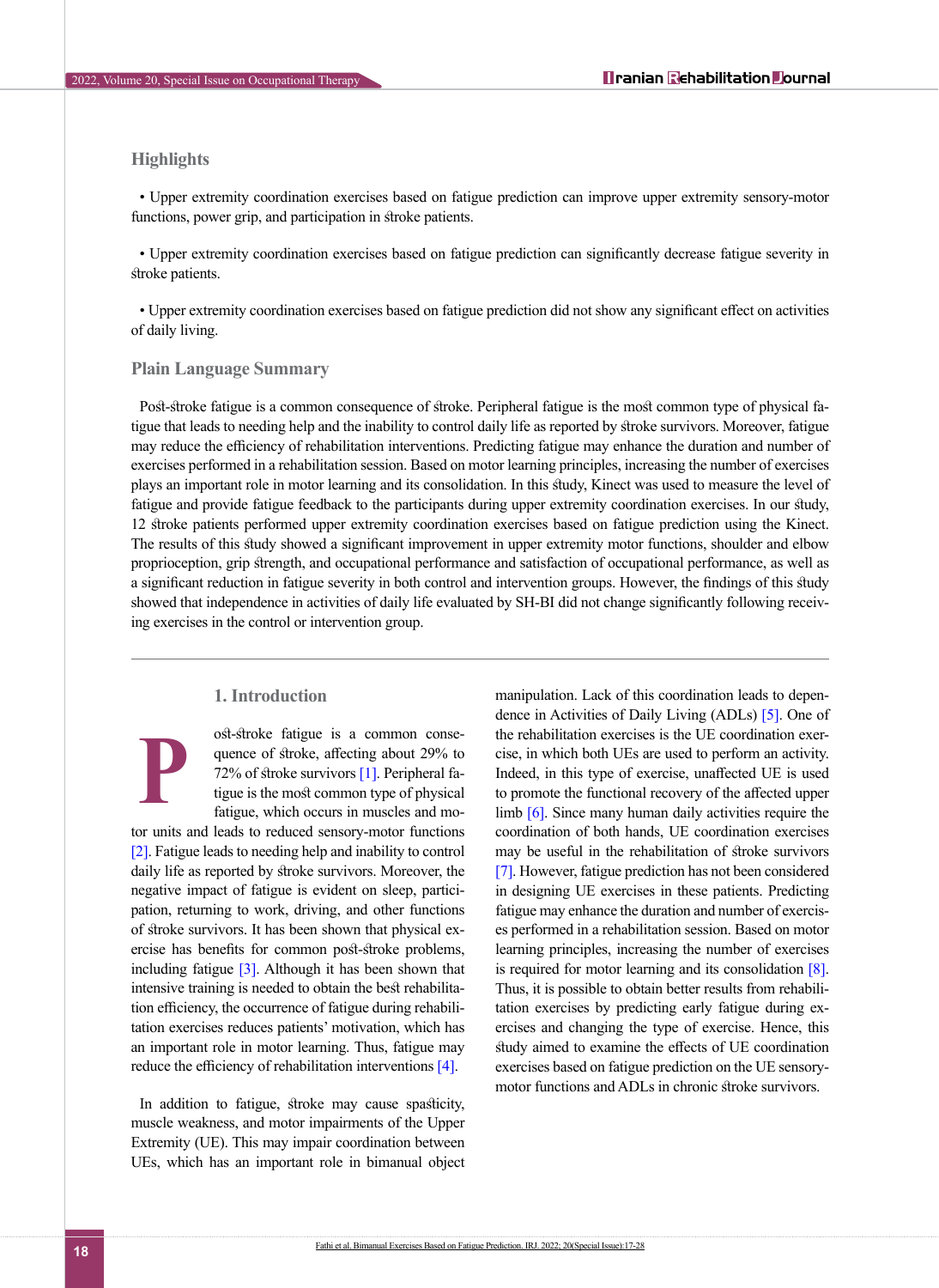## Highlights

- Upper extremity coordination exercises based on fatigue prediction can improve upper extremity sensory-motor functions, power grip, and participation in stroke patients.
- Upper extremity coordination exercises based on fatigue prediction can significantly decrease fatigue severity in stroke patients.
- Upper extremity coordination exercises based on fatigue prediction did not show any significant effect on activities of daily living.

## Plain Language Summary

Post-stroke fatigue is a common consequence of stroke. Peripheral fatigue is the most common type of physical fatigue that leads to needing help and the inability to control daily life as reported by stroke survivors. Moreover, fatigue may reduce the efficiency of rehabilitation interventions. Predicting fatigue may enhance the duration and number of exercises performed in a rehabilitation session. Based on motor learning principles, increasing the number of exercises plays an important role in motor learning and its consolidation. In this study, Kinect was used to measure the level of fatigue and provide fatigue feedback to the participants during upper extremity coordination exercises. In our study, 12 stroke patients performed upper extremity coordination exercises based on fatigue prediction using the Kinect. The results of this study showed a significant improvement in upper extremity motor functions, shoulder and elbow proprioception, grip strength, and occupational performance and satisfaction of occupational performance, as well as a significant reduction in fatigue severity in both control and intervention groups. However, the findings of this study showed that independence in activities of daily life evaluated by SH-BI did not change significantly following receiving exercises in the control or intervention group.

## 1. Introduction

Post-stroke fatigue is a common consequence of stroke, affecting about 29% to 72% of stroke survivors [1]. Peripheral fatigue is the most common type of physical fatigue, which occurs in muscles and motor units and leads to reduced sensory-motor functions [2]. Fatigue leads to needing help and inability to control daily life as reported by stroke survivors. Moreover, the negative impact of fatigue is evident on sleep, participation, returning to work, driving, and other functions of stroke survivors. It has been shown that physical exercise has benefits for common post-stroke problems, including fatigue [3]. Although it has been shown that intensive training is needed to obtain the best rehabilitation efficiency, the occurrence of fatigue during rehabilitation exercises reduces patients' motivation, which has an important role in motor learning. Thus, fatigue may reduce the efficiency of rehabilitation interventions [4].

In addition to fatigue, stroke may cause spasticity, muscle weakness, and motor impairments of the Upper Extremity (UE). This may impair coordination between UEs, which has an important role in bimanual object manipulation. Lack of this coordination leads to dependence in Activities of Daily Living (ADLs) [5]. One of the rehabilitation exercises is the UE coordination exercise, in which both UEs are used to perform an activity. Indeed, in this type of exercise, unaffected UE is used to promote the functional recovery of the affected upper limb [6]. Since many human daily activities require the coordination of both hands, UE coordination exercises may be useful in the rehabilitation of stroke survivors [7]. However, fatigue prediction has not been considered in designing UE exercises in these patients. Predicting fatigue may enhance the duration and number of exercises performed in a rehabilitation session. Based on motor learning principles, increasing the number of exercises is required for motor learning and its consolidation [8]. Thus, it is possible to obtain better results from rehabilitation exercises by predicting early fatigue during exercises and changing the type of exercise. Hence, this study aimed to examine the effects of UE coordination exercises based on fatigue prediction on the UE sensory-motor functions and ADLs in chronic stroke survivors.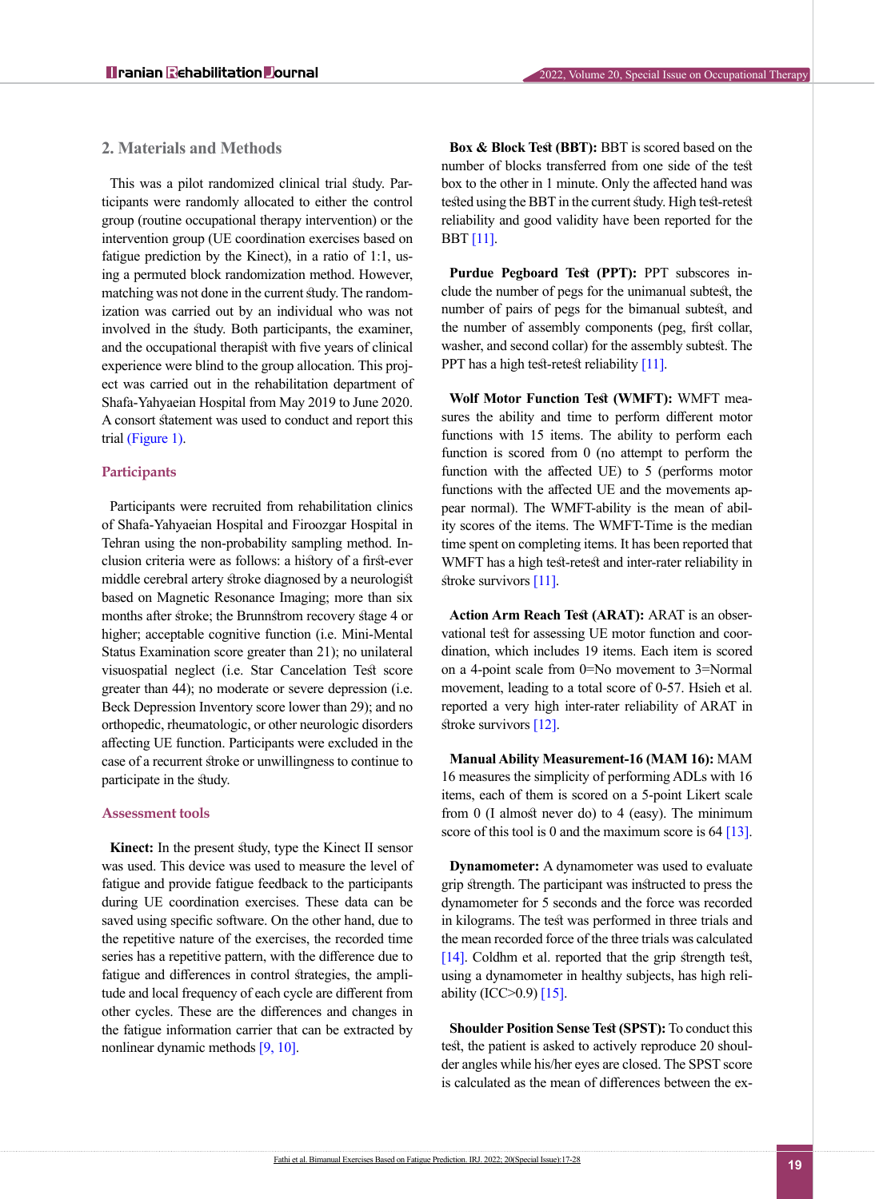## 2. Materials and Methods

This was a pilot randomized clinical trial study. Participants were randomly allocated to either the control group (routine occupational therapy intervention) or the intervention group (UE coordination exercises based on fatigue prediction by the Kinect), in a ratio of 1:1, using a permuted block randomization method. However, matching was not done in the current study. The randomization was carried out by an individual who was not involved in the study. Both participants, the examiner, and the occupational therapist with five years of clinical experience were blind to the group allocation. This project was carried out in the rehabilitation department of Shafa-Yahyaeian Hospital from May 2019 to June 2020. A consort statement was used to conduct and report this trial (Figure 1).

### Participants

Participants were recruited from rehabilitation clinics of Shafa-Yahyaeian Hospital and Firoozgar Hospital in Tehran using the non-probability sampling method. Inclusion criteria were as follows: a history of a first-ever middle cerebral artery stroke diagnosed by a neurologist based on Magnetic Resonance Imaging; more than six months after stroke; the Brunnstrom recovery stage 4 or higher; acceptable cognitive function (i.e. Mini-Mental Status Examination score greater than 21); no unilateral visuospatial neglect (i.e. Star Cancelation Test score greater than 44); no moderate or severe depression (i.e. Beck Depression Inventory score lower than 29); and no orthopedic, rheumatologic, or other neurologic disorders affecting UE function. Participants were excluded in the case of a recurrent stroke or unwillingness to continue to participate in the study.

### Assessment tools

**Kinect:** In the present study, type the Kinect II sensor was used. This device was used to measure the level of fatigue and provide fatigue feedback to the participants during UE coordination exercises. These data can be saved using specific software. On the other hand, due to the repetitive nature of the exercises, the recorded time series has a repetitive pattern, with the difference due to fatigue and differences in control strategies, the amplitude and local frequency of each cycle are different from other cycles. These are the differences and changes in the fatigue information carrier that can be extracted by nonlinear dynamic methods [9, 10].

**Box & Block Test (BBT):** BBT is scored based on the number of blocks transferred from one side of the test box to the other in 1 minute. Only the affected hand was tested using the BBT in the current study. High test-retest reliability and good validity have been reported for the BBT [11].

**Purdue Pegboard Test (PPT):** PPT subscores include the number of pegs for the unimanual subtest, the number of pairs of pegs for the bimanual subtest, and the number of assembly components (peg, first collar, washer, and second collar) for the assembly subtest. The PPT has a high test-retest reliability [11].

**Wolf Motor Function Test (WMFT):** WMFT measures the ability and time to perform different motor functions with 15 items. The ability to perform each function is scored from 0 (no attempt to perform the function with the affected UE) to 5 (performs motor functions with the affected UE and the movements appear normal). The WMFT-ability is the mean of ability scores of the items. The WMFT-Time is the median time spent on completing items. It has been reported that WMFT has a high test-retest and inter-rater reliability in stroke survivors [11].

**Action Arm Reach Test (ARAT):** ARAT is an observational test for assessing UE motor function and coordination, which includes 19 items. Each item is scored on a 4-point scale from 0=No movement to 3=Normal movement, leading to a total score of 0-57. Hsieh et al. reported a very high inter-rater reliability of ARAT in stroke survivors [12].

**Manual Ability Measurement-16 (MAM 16):** MAM 16 measures the simplicity of performing ADLs with 16 items, each of them is scored on a 5-point Likert scale from 0 (I almost never do) to 4 (easy). The minimum score of this tool is 0 and the maximum score is 64 [13].

**Dynamometer:** A dynamometer was used to evaluate grip strength. The participant was instructed to press the dynamometer for 5 seconds and the force was recorded in kilograms. The test was performed in three trials and the mean recorded force of the three trials was calculated [14]. Coldhm et al. reported that the grip strength test, using a dynamometer in healthy subjects, has high reliability (ICC>0.9) [15].

**Shoulder Position Sense Test (SPST):** To conduct this test, the patient is asked to actively reproduce 20 shoulder angles while his/her eyes are closed. The SPST score is calculated as the mean of differences between the ex-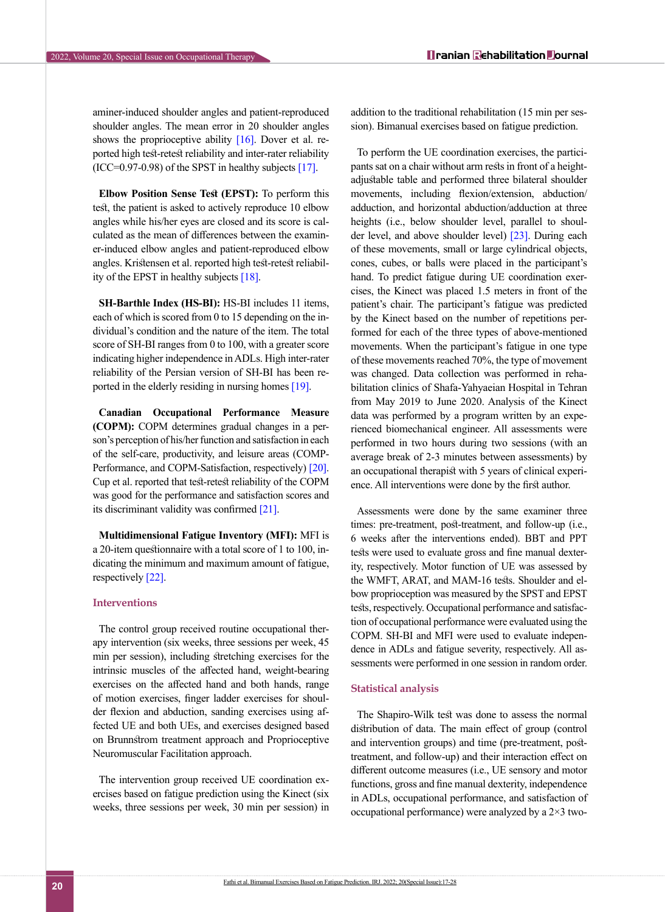aminer-induced shoulder angles and patient-reproduced shoulder angles. The mean error in 20 shoulder angles shows the proprioceptive ability [16]. Dover et al. reported high test-retest reliability and inter-rater reliability (ICC=0.97-0.98) of the SPST in healthy subjects [17].

**Elbow Position Sense Test (EPST):** To perform this test, the patient is asked to actively reproduce 10 elbow angles while his/her eyes are closed and its score is calculated as the mean of differences between the examiner-induced elbow angles and patient-reproduced elbow angles. Kristensen et al. reported high test-retest reliability of the EPST in healthy subjects [18].

**SH-Barthle Index (HS-BI):** HS-BI includes 11 items, each of which is scored from 0 to 15 depending on the individual's condition and the nature of the item. The total score of SH-BI ranges from 0 to 100, with a greater score indicating higher independence in ADLs. High inter-rater reliability of the Persian version of SH-BI has been reported in the elderly residing in nursing homes [19].

**Canadian Occupational Performance Measure (COPM):** COPM determines gradual changes in a person's perception of his/her function and satisfaction in each of the self-care, productivity, and leisure areas (COMP-Performance, and COPM-Satisfaction, respectively) [20]. Cup et al. reported that test-retest reliability of the COPM was good for the performance and satisfaction scores and its discriminant validity was confirmed [21].

**Multidimensional Fatigue Inventory (MFI):** MFI is a 20-item questionnaire with a total score of 1 to 100, indicating the minimum and maximum amount of fatigue, respectively [22].

### Interventions

The control group received routine occupational therapy intervention (six weeks, three sessions per week, 45 min per session), including stretching exercises for the intrinsic muscles of the affected hand, weight-bearing exercises on the affected hand and both hands, range of motion exercises, finger ladder exercises for shoulder flexion and abduction, sanding exercises using affected UE and both UEs, and exercises designed based on Brunnstrom treatment approach and Proprioceptive Neuromuscular Facilitation approach.

The intervention group received UE coordination exercises based on fatigue prediction using the Kinect (six weeks, three sessions per week, 30 min per session) in addition to the traditional rehabilitation (15 min per session). Bimanual exercises based on fatigue prediction.

To perform the UE coordination exercises, the participants sat on a chair without arm rests in front of a height-adjustable table and performed three bilateral shoulder movements, including flexion/extension, abduction/adduction, and horizontal abduction/adduction at three heights (i.e., below shoulder level, parallel to shoulder level, and above shoulder level) [23]. During each of these movements, small or large cylindrical objects, cones, cubes, or balls were placed in the participant's hand. To predict fatigue during UE coordination exercises, the Kinect was placed 1.5 meters in front of the patient's chair. The participant's fatigue was predicted by the Kinect based on the number of repetitions performed for each of the three types of above-mentioned movements. When the participant's fatigue in one type of these movements reached 70%, the type of movement was changed. Data collection was performed in rehabilitation clinics of Shafa-Yahyaeian Hospital in Tehran from May 2019 to June 2020. Analysis of the Kinect data was performed by a program written by an experienced biomechanical engineer. All assessments were performed in two hours during two sessions (with an average break of 2-3 minutes between assessments) by an occupational therapist with 5 years of clinical experience. All interventions were done by the first author.

Assessments were done by the same examiner three times: pre-treatment, post-treatment, and follow-up (i.e., 6 weeks after the interventions ended). BBT and PPT tests were used to evaluate gross and fine manual dexterity, respectively. Motor function of UE was assessed by the WMFT, ARAT, and MAM-16 tests. Shoulder and elbow proprioception was measured by the SPST and EPST tests, respectively. Occupational performance and satisfaction of occupational performance were evaluated using the COPM. SH-BI and MFI were used to evaluate independence in ADLs and fatigue severity, respectively. All assessments were performed in one session in random order.

### Statistical analysis

The Shapiro-Wilk test was done to assess the normal distribution of data. The main effect of group (control and intervention groups) and time (pre-treatment, post-treatment, and follow-up) and their interaction effect on different outcome measures (i.e., UE sensory and motor functions, gross and fine manual dexterity, independence in ADLs, occupational performance, and satisfaction of occupational performance) were analyzed by a 2×3 two-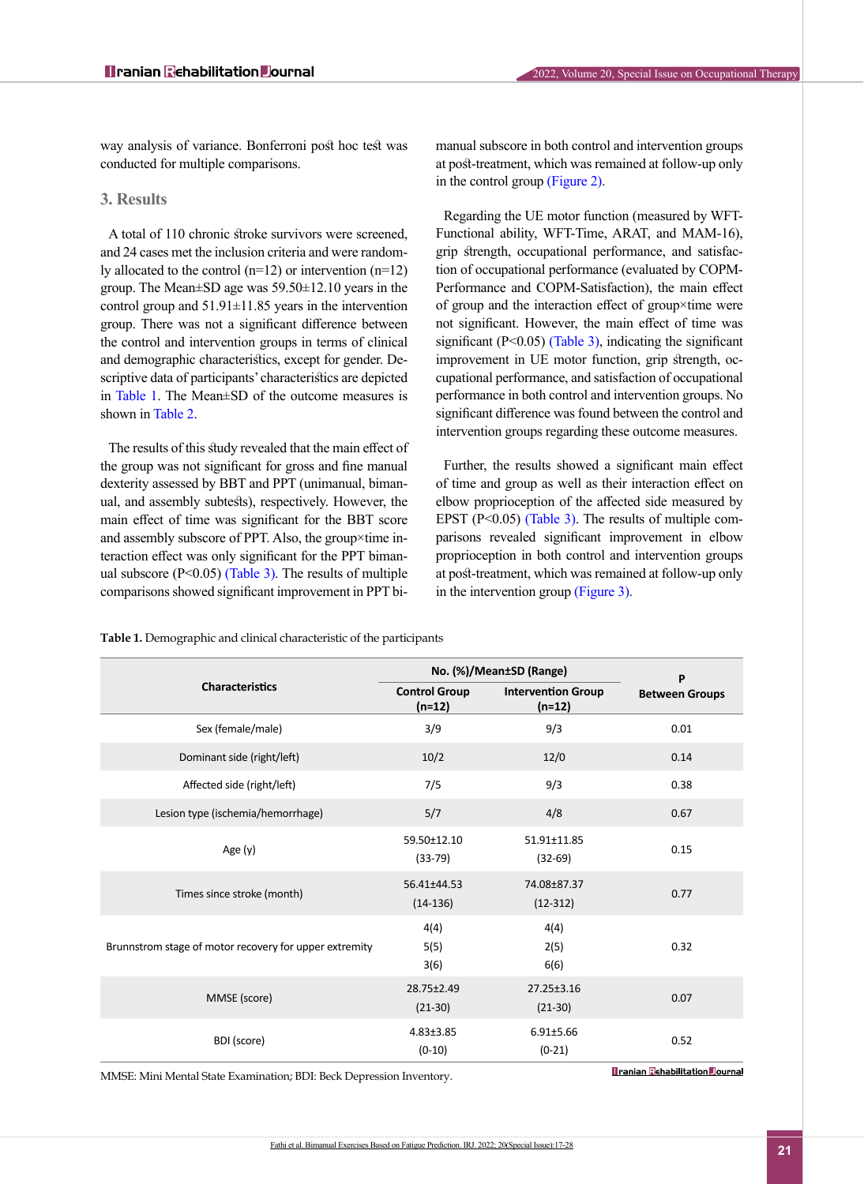way analysis of variance. Bonferroni post hoc test was conducted for multiple comparisons.

## 3. Results

A total of 110 chronic stroke survivors were screened, and 24 cases met the inclusion criteria and were randomly allocated to the control (n=12) or intervention (n=12) group. The Mean±SD age was 59.50±12.10 years in the control group and 51.91±11.85 years in the intervention group. There was not a significant difference between the control and intervention groups in terms of clinical and demographic characteristics, except for gender. Descriptive data of participants' characteristics are depicted in Table 1. The Mean±SD of the outcome measures is shown in Table 2.

The results of this study revealed that the main effect of the group was not significant for gross and fine manual dexterity assessed by BBT and PPT (unimanual, bimanual, and assembly subtests), respectively. However, the main effect of time was significant for the BBT score and assembly subscore of PPT. Also, the group×time interaction effect was only significant for the PPT bimanual subscore ($P<0.05$) (Table 3). The results of multiple comparisons showed significant improvement in PPT bimanual subscore in both control and intervention groups at post-treatment, which was remained at follow-up only in the control group (Figure 2).

Regarding the UE motor function (measured by WFT-Functional ability, WFT-Time, ARAT, and MAM-16), grip strength, occupational performance, and satisfaction of occupational performance (evaluated by COPM-Performance and COPM-Satisfaction), the main effect of group and the interaction effect of group×time were not significant. However, the main effect of time was significant ($P<0.05$) (Table 3), indicating the significant improvement in UE motor function, grip strength, occupational performance, and satisfaction of occupational performance in both control and intervention groups. No significant difference was found between the control and intervention groups regarding these outcome measures.

Further, the results showed a significant main effect of time and group as well as their interaction effect on elbow proprioception of the affected side measured by EPST ($P<0.05$) (Table 3). The results of multiple comparisons revealed significant improvement in elbow proprioception in both control and intervention groups at post-treatment, which was remained at follow-up only in the intervention group (Figure 3).

**Table 1.** Demographic and clinical characteristic of the participants

| Characteristics | No. (%)/Mean±SD (Range) | | P Between Groups |
|---|---|---|---|
| | Control Group (n=12) | Intervention Group (n=12) | |
| Sex (female/male) | 3/9 | 9/3 | 0.01 |
| Dominant side (right/left) | 10/2 | 12/0 | 0.14 |
| Affected side (right/left) | 7/5 | 9/3 | 0.38 |
| Lesion type (ischemia/hemorrhage) | 5/7 | 4/8 | 0.67 |
| Age (y) | 59.50±12.10 (33-79) | 51.91±11.85 (32-69) | 0.15 |
| Times since stroke (month) | 56.41±44.53 (14-136) | 74.08±87.37 (12-312) | 0.77 |
| Brunnstrom stage of motor recovery for upper extremity | 4(4) 5(5) 3(6) | 4(4) 2(5) 6(6) | 0.32 |
| MMSE (score) | 28.75±2.49 (21-30) | 27.25±3.16 (21-30) | 0.07 |
| BDI (score) | 4.83±3.85 (0-10) | 6.91±5.66 (0-21) | 0.52 |

MMSE: Mini Mental State Examination; BDI: Beck Depression Inventory.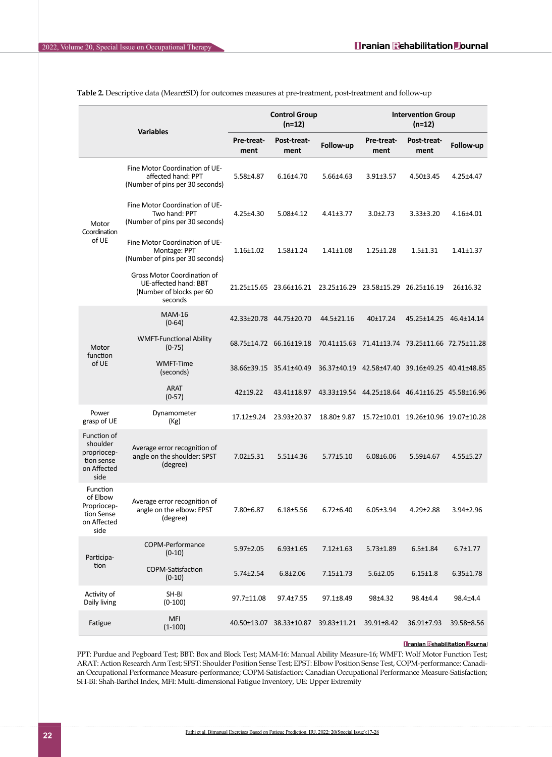**Table 2.** Descriptive data (Mean±SD) for outcomes measures at pre-treatment, post-treatment and follow-up

| Variables | | Control Group (n=12) | | | Intervention Group (n=12) | | |
|---|---|---|---|---|---|---|---|
| | | Pre-treatment | Post-treatment | Follow-up | Pre-treatment | Post-treatment | Follow-up |
| Motor Coordination of UE | Fine Motor Coordination of UE-affected hand: PPT (Number of pins per 30 seconds) | 5.58±4.87 | 6.16±4.70 | 5.66±4.63 | 3.91±3.57 | 4.50±3.45 | 4.25±4.47 |
| | Fine Motor Coordination of UE-Two hand: PPT (Number of pins per 30 seconds) | 4.25±4.30 | 5.08±4.12 | 4.41±3.77 | 3.0±2.73 | 3.33±3.20 | 4.16±4.01 |
| | Fine Motor Coordination of UE-Montage: PPT (Number of pins per 30 seconds) | 1.16±1.02 | 1.58±1.24 | 1.41±1.08 | 1.25±1.28 | 1.5±1.31 | 1.41±1.37 |
| | Gross Motor Coordination of UE-affected hand: BBT (Number of blocks per 60 seconds | 21.25±15.65 | 23.66±16.21 | 23.25±16.29 | 23.58±15.29 | 26.25±16.19 | 26±16.32 |
| Motor function of UE | MAM-16 (0-64) | 42.33±20.78 | 44.75±20.70 | 44.5±21.16 | 40±17.24 | 45.25±14.25 | 46.4±14.14 |
| | WMFT-Functional Ability (0-75) | 68.75±14.72 | 66.16±19.18 | 70.41±15.63 | 71.41±13.74 | 73.25±11.66 | 72.75±11.28 |
| | WMFT-Time (seconds) | 38.66±39.15 | 35.41±40.49 | 36.37±40.19 | 42.58±47.40 | 39.16±49.25 | 40.41±48.85 |
| | ARAT (0-57) | 42±19.22 | 43.41±18.97 | 43.33±19.54 | 44.25±18.64 | 46.41±16.25 | 45.58±16.96 |
| Power grasp of UE | Dynamometer (Kg) | 17.12±9.24 | 23.93±20.37 | 18.80± 9.87 | 15.72±10.01 | 19.26±10.96 | 19.07±10.28 |
| Function of shoulder proprioception sense on Affected side | Average error recognition of angle on the shoulder: SPST (degree) | 7.02±5.31 | 5.51±4.36 | 5.77±5.10 | 6.08±6.06 | 5.59±4.67 | 4.55±5.27 |
| Function of Elbow Proprioception Sense on Affected side | Average error recognition of angle on the elbow: EPST (degree) | 7.80±6.87 | 6.18±5.56 | 6.72±6.40 | 6.05±3.94 | 4.29±2.88 | 3.94±2.96 |
| Participation | COPM-Performance (0-10) | 5.97±2.05 | 6.93±1.65 | 7.12±1.63 | 5.73±1.89 | 6.5±1.84 | 6.7±1.77 |
| | COPM-Satisfaction (0-10) | 5.74±2.54 | 6.8±2.06 | 7.15±1.73 | 5.6±2.05 | 6.15±1.8 | 6.35±1.78 |
| Activity of Daily living | SH-BI (0-100) | 97.7±11.08 | 97.4±7.55 | 97.1±8.49 | 98±4.32 | 98.4±4.4 | 98.4±4.4 |
| Fatigue | MFI (1-100) | 40.50±13.07 | 38.33±10.87 | 39.83±11.21 | 39.91±8.42 | 36.91±7.93 | 39.58±8.56 |

PPT: Purdue and Pegboard Test; BBT: Box and Block Test; MAM-16: Manual Ability Measure-16; WMFT: Wolf Motor Function Test; ARAT: Action Research Arm Test; SPST: Shoulder Position Sense Test; EPST: Elbow Position Sense Test, COPM-performance: Canadian Occupational Performance Measure-performance; COPM-Satisfaction: Canadian Occupational Performance Measure-Satisfaction; SH-BI: Shah-Barthel Index, MFI: Multi-dimensional Fatigue Inventory, UE: Upper Extremity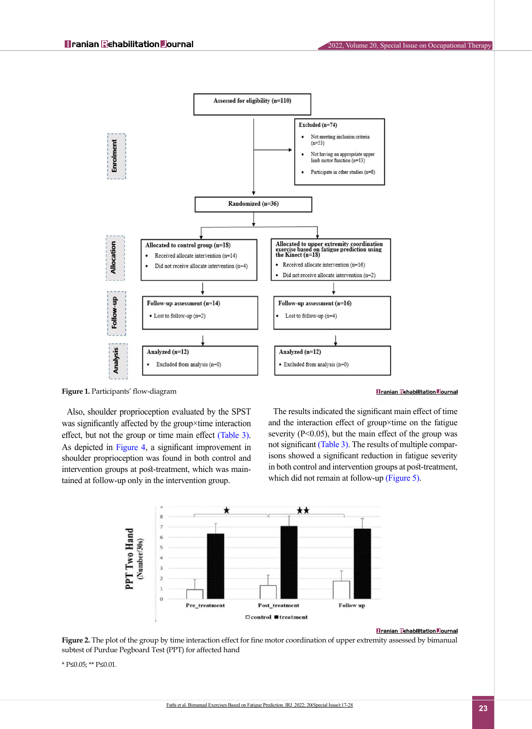**Figure 1.** Participants' flow-diagram

Also, shoulder proprioception evaluated by the SPST was significantly affected by the group×time interaction effect, but not the group or time main effect (Table 3). As depicted in Figure 4, a significant improvement in shoulder proprioception was found in both control and intervention groups at post-treatment, which was maintained at follow-up only in the intervention group.

The results indicated the significant main effect of time and the interaction effect of group×time on the fatigue severity (P<0.05), but the main effect of the group was not significant (Table 3). The results of multiple comparisons showed a significant reduction in fatigue severity in both control and intervention groups at post-treatment, which did not remain at follow-up (Figure 5).

**Figure 2.** The plot of the group by time interaction effect for fine motor coordination of upper extremity assessed by bimanual subtest of Purdue Pegboard Test (PPT) for affected hand

* P≤0.05; ** P≤0.01.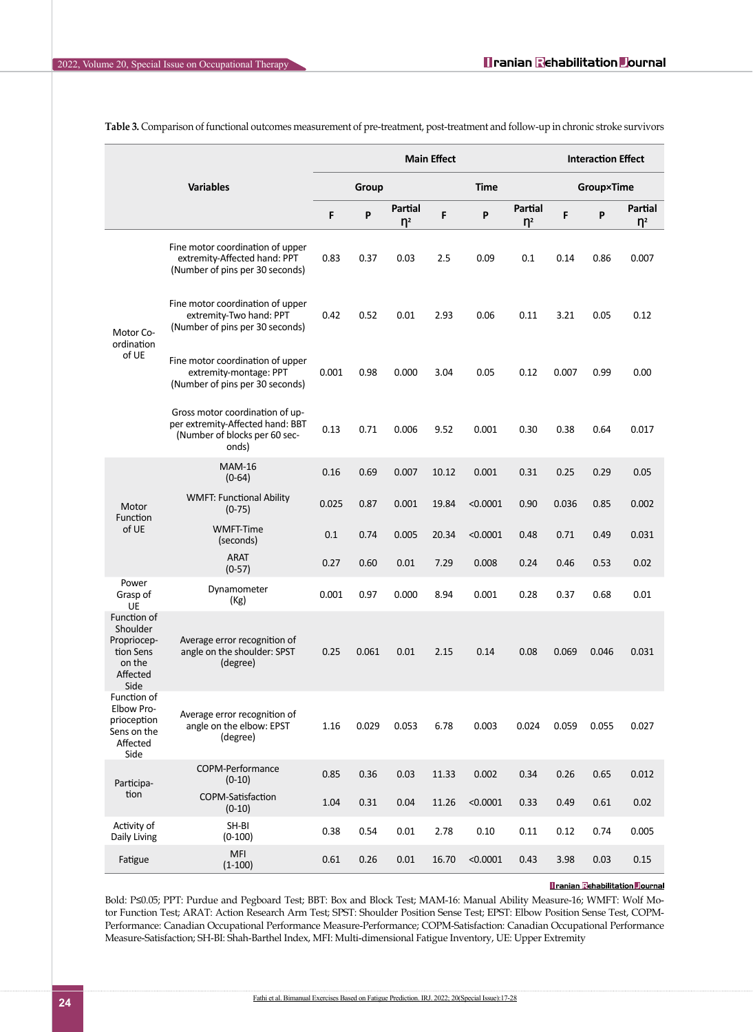**Table 3.** Comparison of functional outcomes measurement of pre-treatment, post-treatment and follow-up in chronic stroke survivors

| Variables | | Main Effect | | | | | | Interaction Effect | | |
|---|---|---|---|---|---|---|---|---|---|---|
| | | Group | | | Time | | | Group×Time | | |
| | | F | P | Partial η² | F | P | Partial η² | F | P | Partial η² |
| Motor Co-ordination of UE | Fine motor coordination of upper extremity-Affected hand: PPT (Number of pins per 30 seconds) | 0.83 | 0.37 | 0.03 | 2.5 | 0.09 | 0.1 | 0.14 | 0.86 | 0.007 |
| | Fine motor coordination of upper extremity-Two hand: PPT (Number of pins per 30 seconds) | 0.42 | 0.52 | 0.01 | 2.93 | 0.06 | 0.11 | 3.21 | 0.05 | 0.12 |
| | Fine motor coordination of upper extremity-montage: PPT (Number of pins per 30 seconds) | 0.001 | 0.98 | 0.000 | 3.04 | 0.05 | 0.12 | 0.007 | 0.99 | 0.00 |
| | Gross motor coordination of upper extremity-Affected hand: BBT (Number of blocks per 60 seconds) | 0.13 | 0.71 | 0.006 | 9.52 | 0.001 | 0.30 | 0.38 | 0.64 | 0.017 |
| Motor Function of UE | MAM-16 (0-64) | 0.16 | 0.69 | 0.007 | 10.12 | 0.001 | 0.31 | 0.25 | 0.29 | 0.05 |
| | WMFT: Functional Ability (0-75) | 0.025 | 0.87 | 0.001 | 19.84 | <0.0001 | 0.90 | 0.036 | 0.85 | 0.002 |
| | WMFT-Time (seconds) | 0.1 | 0.74 | 0.005 | 20.34 | <0.0001 | 0.48 | 0.71 | 0.49 | 0.031 |
| | ARAT (0-57) | 0.27 | 0.60 | 0.01 | 7.29 | 0.008 | 0.24 | 0.46 | 0.53 | 0.02 |
| Power Grasp of UE | Dynamometer (Kg) | 0.001 | 0.97 | 0.000 | 8.94 | 0.001 | 0.28 | 0.37 | 0.68 | 0.01 |
| Function of Shoulder Proprioception Sens on the Affected Side | Average error recognition of angle on the shoulder: SPST (degree) | 0.25 | 0.061 | 0.01 | 2.15 | 0.14 | 0.08 | 0.069 | 0.046 | 0.031 |
| Function of Elbow Proprioception Sens on the Affected Side | Average error recognition of angle on the elbow: EPST (degree) | 1.16 | 0.029 | 0.053 | 6.78 | 0.003 | 0.024 | 0.059 | 0.055 | 0.027 |
| Participation | COPM-Performance (0-10) | 0.85 | 0.36 | 0.03 | 11.33 | 0.002 | 0.34 | 0.26 | 0.65 | 0.012 |
| | COPM-Satisfaction (0-10) | 1.04 | 0.31 | 0.04 | 11.26 | <0.0001 | 0.33 | 0.49 | 0.61 | 0.02 |
| Activity of Daily Living | SH-BI (0-100) | 0.38 | 0.54 | 0.01 | 2.78 | 0.10 | 0.11 | 0.12 | 0.74 | 0.005 |
| Fatigue | MFI (1-100) | 0.61 | 0.26 | 0.01 | 16.70 | <0.0001 | 0.43 | 3.98 | 0.03 | 0.15 |

Bold: P≤0.05; PPT: Purdue and Pegboard Test; BBT: Box and Block Test; MAM-16: Manual Ability Measure-16; WMFT: Wolf Motor Function Test; ARAT: Action Research Arm Test; SPST: Shoulder Position Sense Test; EPST: Elbow Position Sense Test, COPM-Performance: Canadian Occupational Performance Measure-Performance; COPM-Satisfaction: Canadian Occupational Performance Measure-Satisfaction; SH-BI: Shah-Barthel Index, MFI: Multi-dimensional Fatigue Inventory, UE: Upper Extremity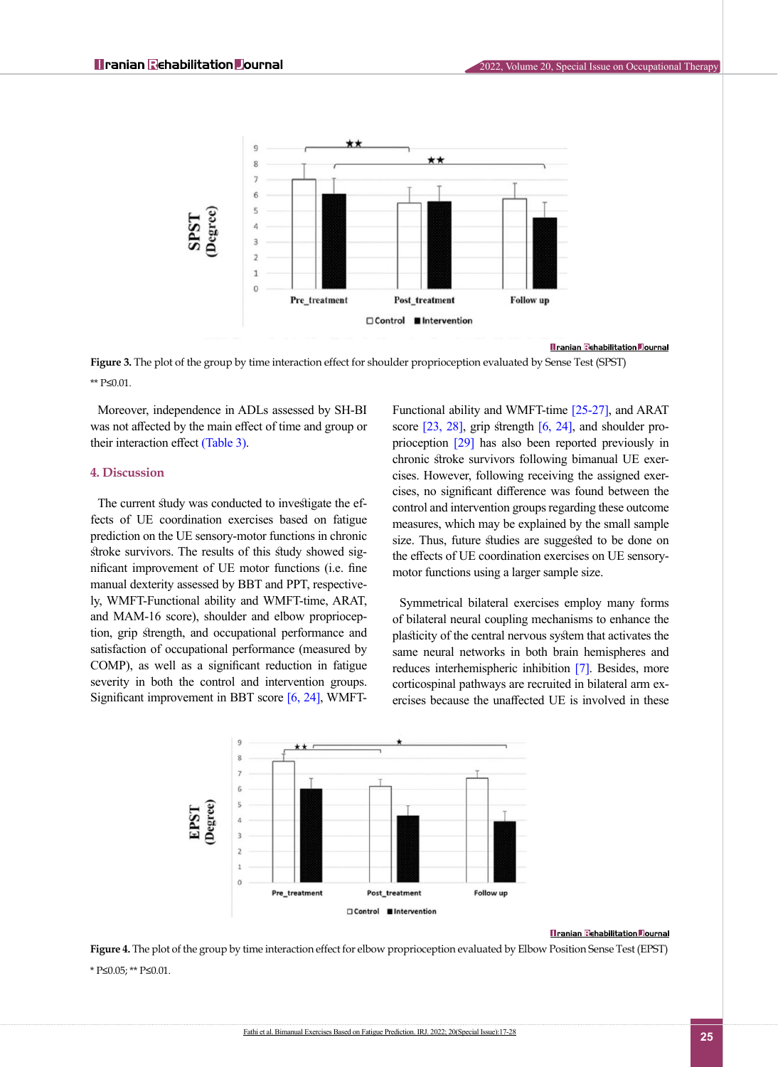**Figure 3.** The plot of the group by time interaction effect for shoulder proprioception evaluated by Sense Test (SPST)

** P≤0.01.

Moreover, independence in ADLs assessed by SH-BI was not affected by the main effect of time and group or their interaction effect (Table 3).

## 4. Discussion

The current study was conducted to investigate the effects of UE coordination exercises based on fatigue prediction on the UE sensory-motor functions in chronic stroke survivors. The results of this study showed significant improvement of UE motor functions (i.e. fine manual dexterity assessed by BBT and PPT, respectively, WMFT-Functional ability and WMFT-time, ARAT, and MAM-16 score), shoulder and elbow proprioception, grip strength, and occupational performance and satisfaction of occupational performance (measured by COMP), as well as a significant reduction in fatigue severity in both the control and intervention groups. Significant improvement in BBT score [6, 24], WMFT-Functional ability and WMFT-time [25-27], and ARAT score [23, 28], grip strength [6, 24], and shoulder proprioception [29] has also been reported previously in chronic stroke survivors following bimanual UE exercises. However, following receiving the assigned exercises, no significant difference was found between the control and intervention groups regarding these outcome measures, which may be explained by the small sample size. Thus, future studies are suggested to be done on the effects of UE coordination exercises on UE sensory-motor functions using a larger sample size.

Symmetrical bilateral exercises employ many forms of bilateral neural coupling mechanisms to enhance the plasticity of the central nervous system that activates the same neural networks in both brain hemispheres and reduces interhemispheric inhibition [7]. Besides, more corticospinal pathways are recruited in bilateral arm exercises because the unaffected UE is involved in these

**Figure 4.** The plot of the group by time interaction effect for elbow proprioception evaluated by Elbow Position Sense Test (EPST)

* P≤0.05; ** P≤0.01.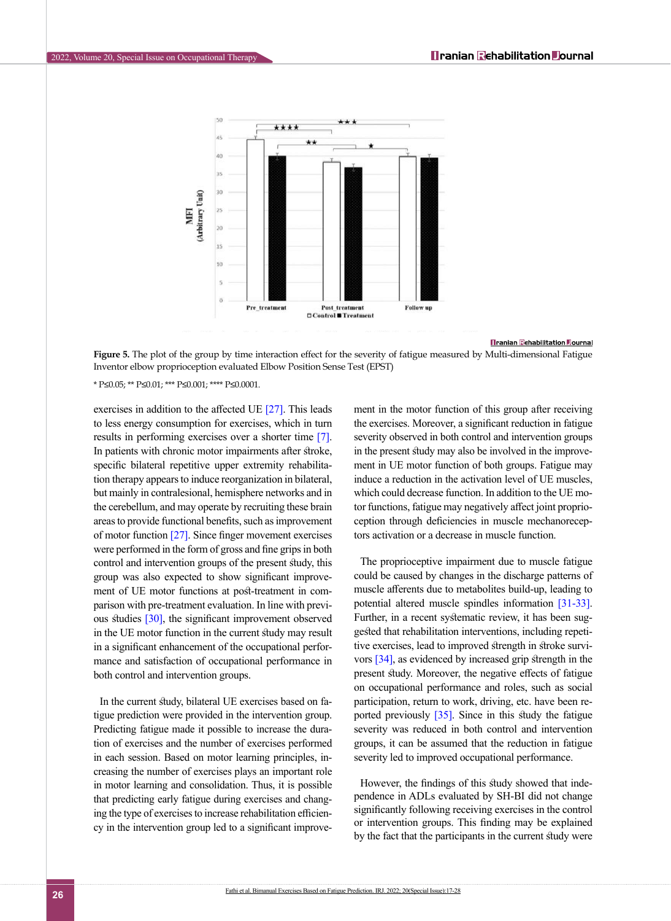Figure 5. The plot of the group by time interaction effect for the severity of fatigue measured by Multi-dimensional Fatigue Inventor elbow proprioception evaluated Elbow Position Sense Test (EPST)

* P≤0.05; ** P≤0.01; *** P≤0.001; **** P≤0.0001.

exercises in addition to the affected UE [27]. This leads to less energy consumption for exercises, which in turn results in performing exercises over a shorter time [7]. In patients with chronic motor impairments after stroke, specific bilateral repetitive upper extremity rehabilitation therapy appears to induce reorganization in bilateral, but mainly in contralesional, hemisphere networks and in the cerebellum, and may operate by recruiting these brain areas to provide functional benefits, such as improvement of motor function [27]. Since finger movement exercises were performed in the form of gross and fine grips in both control and intervention groups of the present study, this group was also expected to show significant improvement of UE motor functions at post-treatment in comparison with pre-treatment evaluation. In line with previous studies [30], the significant improvement observed in the UE motor function in the current study may result in a significant enhancement of the occupational performance and satisfaction of occupational performance in both control and intervention groups.

In the current study, bilateral UE exercises based on fatigue prediction were provided in the intervention group. Predicting fatigue made it possible to increase the duration of exercises and the number of exercises performed in each session. Based on motor learning principles, increasing the number of exercises plays an important role in motor learning and consolidation. Thus, it is possible that predicting early fatigue during exercises and changing the type of exercises to increase rehabilitation efficiency in the intervention group led to a significant improvement in the motor function of this group after receiving the exercises. Moreover, a significant reduction in fatigue severity observed in both control and intervention groups in the present study may also be involved in the improvement in UE motor function of both groups. Fatigue may induce a reduction in the activation level of UE muscles, which could decrease function. In addition to the UE motor functions, fatigue may negatively affect joint proprioception through deficiencies in muscle mechanoreceptors activation or a decrease in muscle function.

The proprioceptive impairment due to muscle fatigue could be caused by changes in the discharge patterns of muscle afferents due to metabolites build-up, leading to potential altered muscle spindles information [31-33]. Further, in a recent systematic review, it has been suggested that rehabilitation interventions, including repetitive exercises, lead to improved strength in stroke survivors [34], as evidenced by increased grip strength in the present study. Moreover, the negative effects of fatigue on occupational performance and roles, such as social participation, return to work, driving, etc. have been reported previously [35]. Since in this study the fatigue severity was reduced in both control and intervention groups, it can be assumed that the reduction in fatigue severity led to improved occupational performance.

However, the findings of this study showed that independence in ADLs evaluated by SH-BI did not change significantly following receiving exercises in the control or intervention groups. This finding may be explained by the fact that the participants in the current study were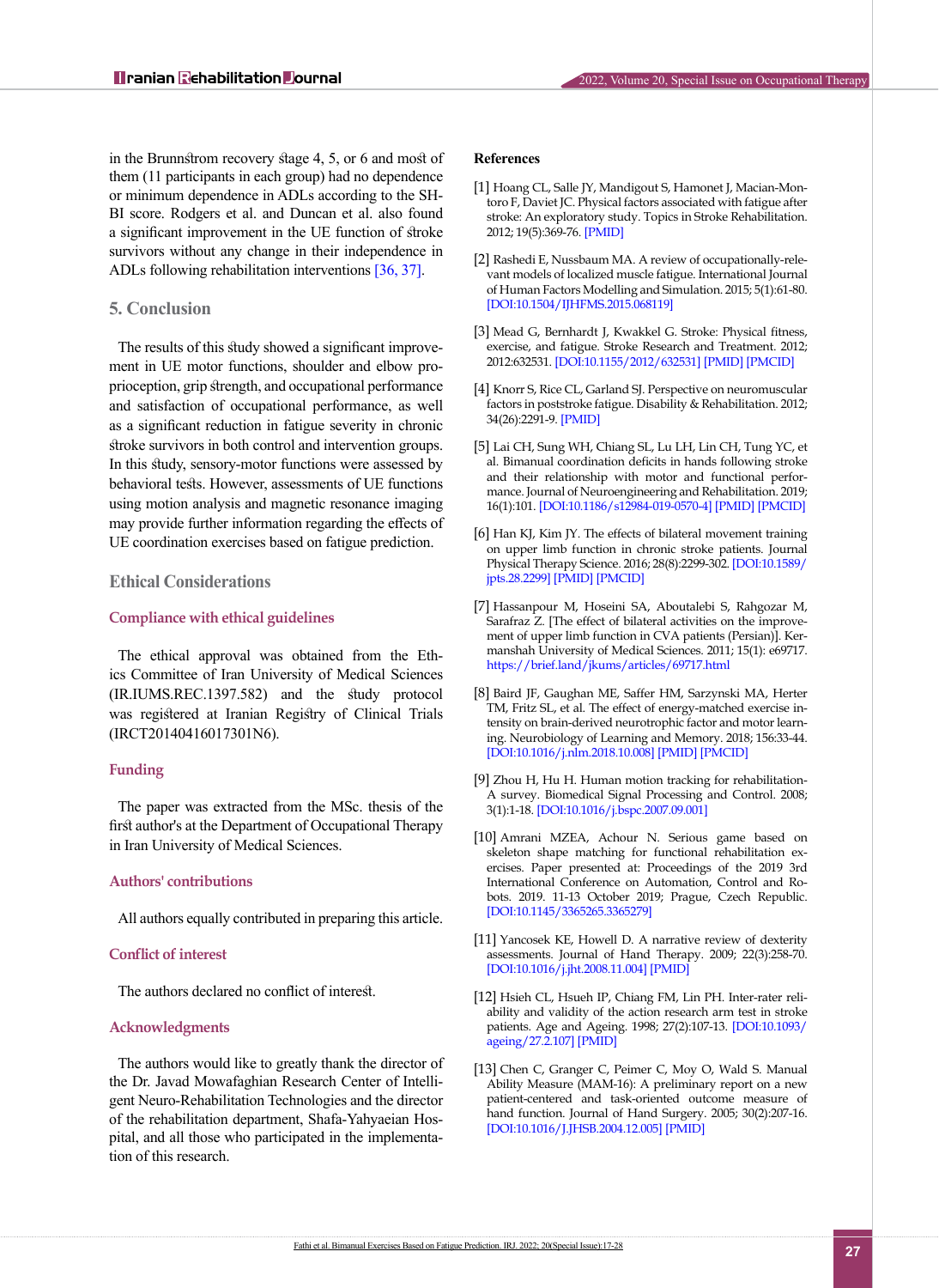in the Brunnstrom recovery stage 4, 5, or 6 and most of them (11 participants in each group) had no dependence or minimum dependence in ADLs according to the SH-BI score. Rodgers et al. and Duncan et al. also found a significant improvement in the UE function of stroke survivors without any change in their independence in ADLs following rehabilitation interventions [36, 37].

## 5. Conclusion

The results of this study showed a significant improvement in UE motor functions, shoulder and elbow proprioception, grip strength, and occupational performance and satisfaction of occupational performance, as well as a significant reduction in fatigue severity in chronic stroke survivors in both control and intervention groups. In this study, sensory-motor functions were assessed by behavioral tests. However, assessments of UE functions using motion analysis and magnetic resonance imaging may provide further information regarding the effects of UE coordination exercises based on fatigue prediction.

## Ethical Considerations

### Compliance with ethical guidelines

The ethical approval was obtained from the Ethics Committee of Iran University of Medical Sciences (IR.IUMS.REC.1397.582) and the study protocol was registered at Iranian Registry of Clinical Trials (IRCT20140416017301N6).

### Funding

The paper was extracted from the MSc. thesis of the first author's at the Department of Occupational Therapy in Iran University of Medical Sciences.

### Authors' contributions

All authors equally contributed in preparing this article.

### Conflict of interest

The authors declared no conflict of interest.

### Acknowledgments

The authors would like to greatly thank the director of the Dr. Javad Mowafaghian Research Center of Intelligent Neuro-Rehabilitation Technologies and the director of the rehabilitation department, Shafa-Yahyaeian Hospital, and all those who participated in the implementation of this research.

## References

[1] Hoang CL, Salle JY, Mandigout S, Hamonet J, Macian-Montoro F, Daviet JC. Physical factors associated with fatigue after stroke: An exploratory study. Topics in Stroke Rehabilitation. 2012; 19(5):369-76. [PMID]

[2] Rashedi E, Nussbaum MA. A review of occupationally-relevant models of localized muscle fatigue. International Journal of Human Factors Modelling and Simulation. 2015; 5(1):61-80. [DOI:10.1504/IJHFMS.2015.068119]

[3] Mead G, Bernhardt J, Kwakkel G. Stroke: Physical fitness, exercise, and fatigue. Stroke Research and Treatment. 2012; 2012:632531. [DOI:10.1155/2012/632531] [PMID] [PMCID]

[4] Knorr S, Rice CL, Garland SJ. Perspective on neuromuscular factors in poststroke fatigue. Disability & Rehabilitation. 2012; 34(26):2291-9. [PMID]

[5] Lai CH, Sung WH, Chiang SL, Lu LH, Lin CH, Tung YC, et al. Bimanual coordination deficits in hands following stroke and their relationship with motor and functional performance. Journal of Neuroengineering and Rehabilitation. 2019; 16(1):101. [DOI:10.1186/s12984-019-0570-4] [PMID] [PMCID]

[6] Han KJ, Kim JY. The effects of bilateral movement training on upper limb function in chronic stroke patients. Journal Physical Therapy Science. 2016; 28(8):2299-302. [DOI:10.1589/jpts.28.2299] [PMID] [PMCID]

[7] Hassanpour M, Hoseini SA, Aboutalebi S, Rahgozar M, Sarafraz Z. [The effect of bilateral activities on the improvement of upper limb function in CVA patients (Persian)]. Kermanshah University of Medical Sciences. 2011; 15(1): e69717. https://brief.land/jkums/articles/69717.html

[8] Baird JF, Gaughan ME, Saffer HM, Sarzynski MA, Herter TM, Fritz SL, et al. The effect of energy-matched exercise intensity on brain-derived neurotrophic factor and motor learning. Neurobiology of Learning and Memory. 2018; 156:33-44. [DOI:10.1016/j.nlm.2018.10.008] [PMID] [PMCID]

[9] Zhou H, Hu H. Human motion tracking for rehabilitation-A survey. Biomedical Signal Processing and Control. 2008; 3(1):1-18. [DOI:10.1016/j.bspc.2007.09.001]

[10] Amrani MZEA, Achour N. Serious game based on skeleton shape matching for functional rehabilitation exercises. Paper presented at: Proceedings of the 2019 3rd International Conference on Automation, Control and Robots. 2019. 11-13 October 2019; Prague, Czech Republic. [DOI:10.1145/3365265.3365279]

[11] Yancosek KE, Howell D. A narrative review of dexterity assessments. Journal of Hand Therapy. 2009; 22(3):258-70. [DOI:10.1016/j.jht.2008.11.004] [PMID]

[12] Hsieh CL, Hsueh IP, Chiang FM, Lin PH. Inter-rater reliability and validity of the action research arm test in stroke patients. Age and Ageing. 1998; 27(2):107-13. [DOI:10.1093/ageing/27.2.107] [PMID]

[13] Chen C, Granger C, Peimer C, Moy O, Wald S. Manual Ability Measure (MAM-16): A preliminary report on a new patient-centered and task-oriented outcome measure of hand function. Journal of Hand Surgery. 2005; 30(2):207-16. [DOI:10.1016/J.JHSB.2004.12.005] [PMID]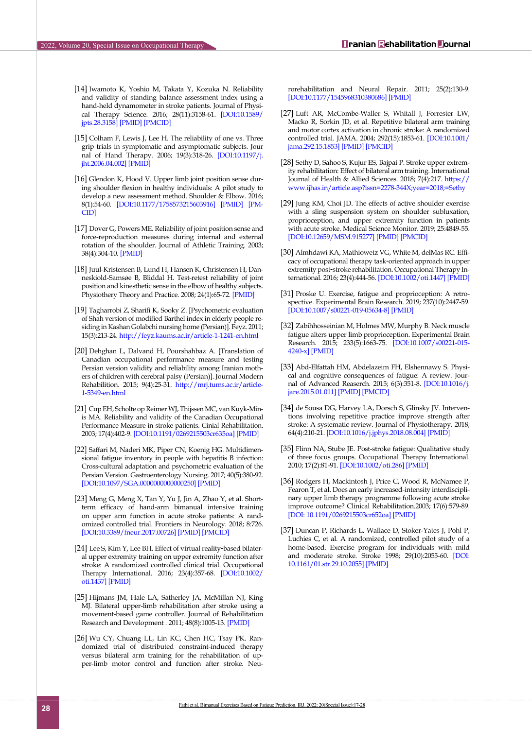[14] Iwamoto K, Yoshio M, Takata Y, Kozuka N. Reliability and validity of standing balance assessment index using a hand-held dynamometer in stroke patients. Journal of Physical Therapy Science. 2016; 28(11):3158-61. [DOI:10.1589/jpts.28.3158] [PMID] [PMCID]

[15] Colham F, Lewis J, Lee H. The reliability of one vs. Three grip trials in symptomatic and asymptomatic subjects. Journal of Hand Therapy. 2006; 19(3):318-26. [DOI:10.1197/j.jht.2006.04.002] [PMID]

[16] Glendon K, Hood V. Upper limb joint position sense during shoulder flexion in healthy individuals: A pilot study to develop a new assessment method. Shoulder & Elbow. 2016; 8(1):54-60. [DOI:10.1177/1758573215603916] [PMID] [PMCID]

[17] Dover G, Powers ME. Reliability of joint position sense and force-reproduction measures during internal and external rotation of the shoulder. Journal of Athletic Training. 2003; 38(4):304-10. [PMID]

[18] Juul-Kristensen B, Lund H, Hansen K, Christensen H, Danneskiold-Samsøe B, Bliddal H. Test-retest reliability of joint position and kinesthetic sense in the elbow of healthy subjects. Physiotherapy Theory and Practice. 2008; 24(1):65-72. [PMID]

[19] Tagharrobi Z, Sharifi K, Sooky Z. [Psychometric evaluation of Shah version of modified Barthel index in elderly people residing in Kashan Golabchi nursing home (Persian)]. Feyz. 2011; 15(3):213-24. http://feyz.kaums.ac.ir/article-1-1241-en.html

[20] Dehghan L, Dalvand H, Pourshahbaz A. [Translation of Canadian occupational performance measure and testing Persian version validity and reliability among Iranian mothers of children with cerebral palsy (Persian)]. Journal Modern Rehabilition. 2015; 9(4):25-31. http://mrj.tums.ac.ir/article-1-5349-en.html

[21] Cup EH, Scholte op Reimer WJ, Thijssen MC, van Kuyk-Minis MA. Reliability and validity of the Canadian Occupational Performance Measure in stroke patients. Clinical Rehabilitation. 2003; 17(4):402-9. [DOI:10.1191/0269215503cr635oa] [PMID]

[22] Saffari M, Naderi MK, Piper CN, Koenig HG. Multidimensional fatigue inventory in people with hepatitis B infection: Cross-cultural adaptation and psychometric evaluation of the Persian Version. Gastroenterology Nursing. 2017; 40(5):380-92. [DOI:10.1097/SGA.0000000000000250] [PMID]

[23] Meng G, Meng X, Tan Y, Yu J, Jin A, Zhao Y, et al. Short-term efficacy of hand-arm bimanual intensive training on upper arm function in acute stroke patients: A randomized controlled trial. Frontiers in Neurology. 2018; 8:726. [DOI:10.3389/fneur.2017.00726] [PMID] [PMCID]

[24] Lee S, Kim Y, Lee BH. Effect of virtual reality-based bilateral upper extremity training on upper extremity function after stroke: A randomized controlled clinical trial. Occupational Therapy International. 2016; 23(4):357-68. [DOI:10.1002/oti.1437] [PMID]

[25] Hijmans JM, Hale LA, Satherley JA, McMillan NJ, King MJ. Bilateral upper-limb rehabilitation after stroke using a movement-based game controller. Journal of Rehabilitation Research and Development . 2011; 48(8):1005-13. [PMID]

[26] Wu CY, Chuang LL, Lin KC, Chen HC, Tsay PK. Randomized trial of distributed constraint-induced therapy versus bilateral arm training for the rehabilitation of upper-limb motor control and function after stroke. Neurorehabilitation and Neural Repair. 2011; 25(2):130-9. [DOI:10.1177/1545968310380686] [PMID]

[27] Luft AR, McCombe-Waller S, Whitall J, Forrester LW, Macko R, Sorkin JD, et al. Repetitive bilateral arm training and motor cortex activation in chronic stroke: A randomized controlled trial. JAMA. 2004; 292(15):1853-61. [DOI:10.1001/jama.292.15.1853] [PMID] [PMCID]

[28] Sethy D, Sahoo S, Kujur ES, Bajpai P. Stroke upper extremity rehabilitation: Effect of bilateral arm training. International Journal of Health & Allied Sciences. 2018; 7(4):217. https://www.ijhas.in/article.asp?issn=2278-344X;year=2018;=Sethy

[29] Jung KM, Choi JD. The effects of active shoulder exercise with a sling suspension system on shoulder subluxation, proprioception, and upper extremity function in patients with acute stroke. Medical Science Monitor. 2019; 25:4849-55. [DOI:10.12659/MSM.915277] [PMID] [PMCID]

[30] Almhdawi KA, Mathiowetz VG, White M, delMas RC. Efficacy of occupational therapy task-oriented approach in upper extremity post-stroke rehabilitation. Occupational Therapy International. 2016; 23(4):444-56. [DOI:10.1002/oti.1447] [PMID]

[31] Proske U. Exercise, fatigue and proprioception: A retrospective. Experimental Brain Research. 2019; 237(10):2447-59. [DOI:10.1007/s00221-019-05634-8] [PMID]

[32] Zabihhosseinian M, Holmes MW, Murphy B. Neck muscle fatigue alters upper limb proprioception. Experimental Brain Research. 2015; 233(5):1663-75. [DOI:10.1007/s00221-015-4240-x] [PMID]

[33] Abd-Elfattah HM, Abdelazeim FH, Elshennawy S. Physical and cognitive consequences of fatigue: A review. Journal of Advanced Reaserch. 2015; 6(3):351-8. [DOI:10.1016/j.jare.2015.01.011] [PMID] [PMCID]

[34] de Sousa DG, Harvey LA, Dorsch S, Glinsky JV. Interventions involving repetitive practice improve strength after stroke: A systematic review. Journal of Physiotherapy. 2018; 64(4):210-21. [DOI:10.1016/j.jphys.2018.08.004] [PMID]

[35] Flinn NA, Stube JE. Post-stroke fatigue: Qualitative study of three focus groups. Occupational Therapy International. 2010; 17(2):81-91. [DOI:10.1002/oti.286] [PMID]

[36] Rodgers H, Mackintosh J, Price C, Wood R, McNamee P, Fearon T, et al. Does an early increased-intensity interdisciplinary upper limb therapy programme following acute stroke improve outcome? Clinical Rehabilitation.2003; 17(6):579-89. [DOI: 10.1191/0269215503cr652oa] [PMID]

[37] Duncan P, Richards L, Wallace D, Stoker-Yates J, Pohl P, Luchies C, et al. A randomized, controlled pilot study of a home-based. Exercise program for individuals with mild and moderate stroke. Stroke 1998; 29(10):2055-60. [DOI:10.1161/01.str.29.10.2055] [PMID]